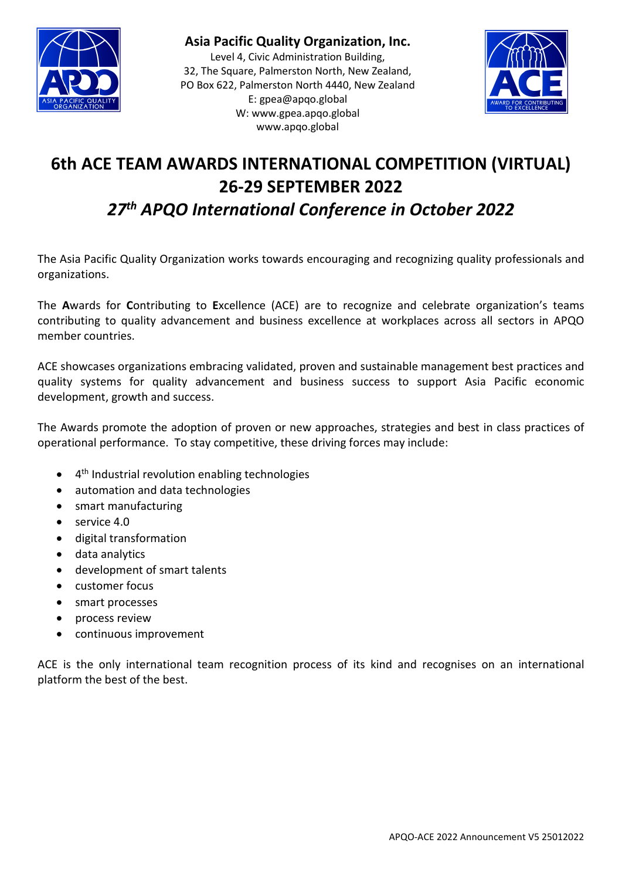**Asia Pacific Quality Organization, Inc.**
Level 4, Civic Administration Building,
32, The Square, Palmerston North, New Zealand,
PO Box 622, Palmerston North 4440, New Zealand
E: gpea@apqo.global
W: www.gpea.apqo.global
www.apqo.global

# 6th ACE TEAM AWARDS INTERNATIONAL COMPETITION (VIRTUAL) 26-29 SEPTEMBER 2022

## *27th APQO International Conference in October 2022*

The Asia Pacific Quality Organization works towards encouraging and recognizing quality professionals and organizations.

The **A**wards for **C**ontributing to **E**xcellence (ACE) are to recognize and celebrate organization's teams contributing to quality advancement and business excellence at workplaces across all sectors in APQO member countries.

ACE showcases organizations embracing validated, proven and sustainable management best practices and quality systems for quality advancement and business success to support Asia Pacific economic development, growth and success.

The Awards promote the adoption of proven or new approaches, strategies and best in class practices of operational performance. To stay competitive, these driving forces may include:

- 4th Industrial revolution enabling technologies
- automation and data technologies
- smart manufacturing
- service 4.0
- digital transformation
- data analytics
- development of smart talents
- customer focus
- smart processes
- process review
- continuous improvement

ACE is the only international team recognition process of its kind and recognises on an international platform the best of the best.

APQO-ACE 2022 Announcement V5 25012022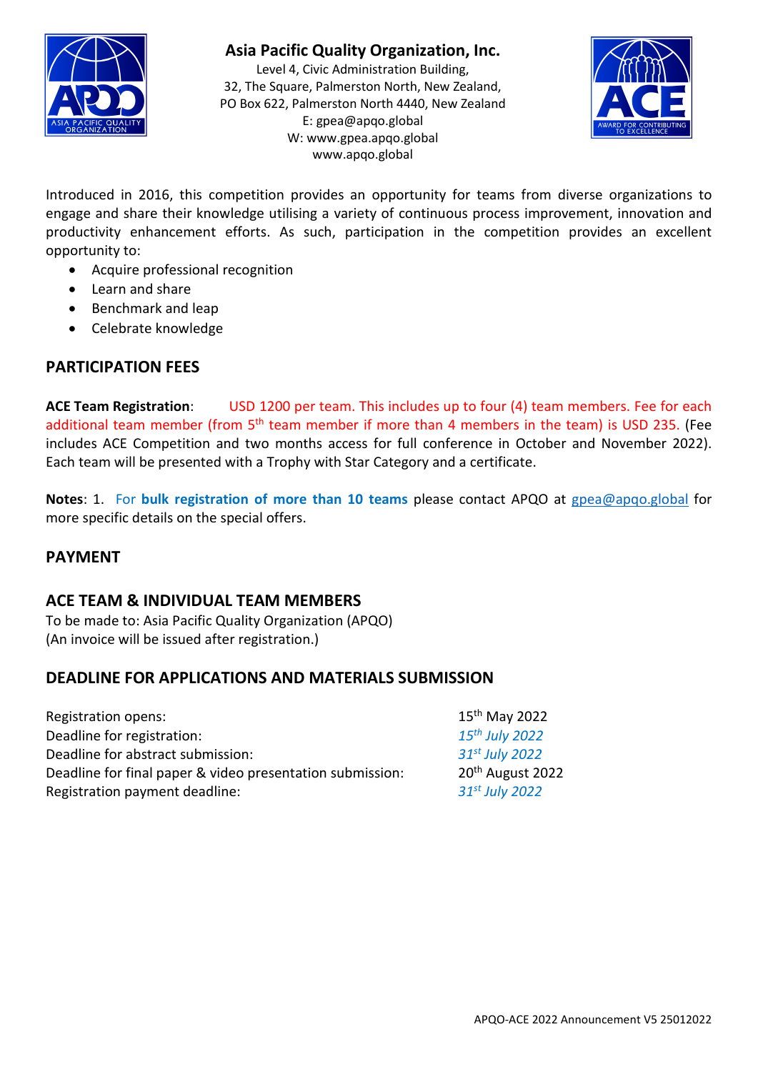**Asia Pacific Quality Organization, Inc.**
Level 4, Civic Administration Building,
32, The Square, Palmerston North, New Zealand,
PO Box 622, Palmerston North 4440, New Zealand
E: gpea@apqo.global
W: www.gpea.apqo.global
www.apqo.global

Introduced in 2016, this competition provides an opportunity for teams from diverse organizations to engage and share their knowledge utilising a variety of continuous process improvement, innovation and productivity enhancement efforts. As such, participation in the competition provides an excellent opportunity to:

- Acquire professional recognition
- Learn and share
- Benchmark and leap
- Celebrate knowledge

## PARTICIPATION FEES

**ACE Team Registration**: USD 1200 per team. This includes up to four (4) team members. Fee for each additional team member (from 5th team member if more than 4 members in the team) is USD 235. (Fee includes ACE Competition and two months access for full conference in October and November 2022). Each team will be presented with a Trophy with Star Category and a certificate.

**Notes**: 1. For **bulk registration of more than 10 teams** please contact APQO at gpea@apqo.global for more specific details on the special offers.

## PAYMENT

## ACE TEAM & INDIVIDUAL TEAM MEMBERS

To be made to: Asia Pacific Quality Organization (APQO)
(An invoice will be issued after registration.)

## DEADLINE FOR APPLICATIONS AND MATERIALS SUBMISSION

| | |
|---|---|
| Registration opens: | 15th May 2022 |
| Deadline for registration: | *15th July 2022* |
| Deadline for abstract submission: | *31st July 2022* |
| Deadline for final paper & video presentation submission: | 20th August 2022 |
| Registration payment deadline: | *31st July 2022* |

APQO-ACE 2022 Announcement V5 25012022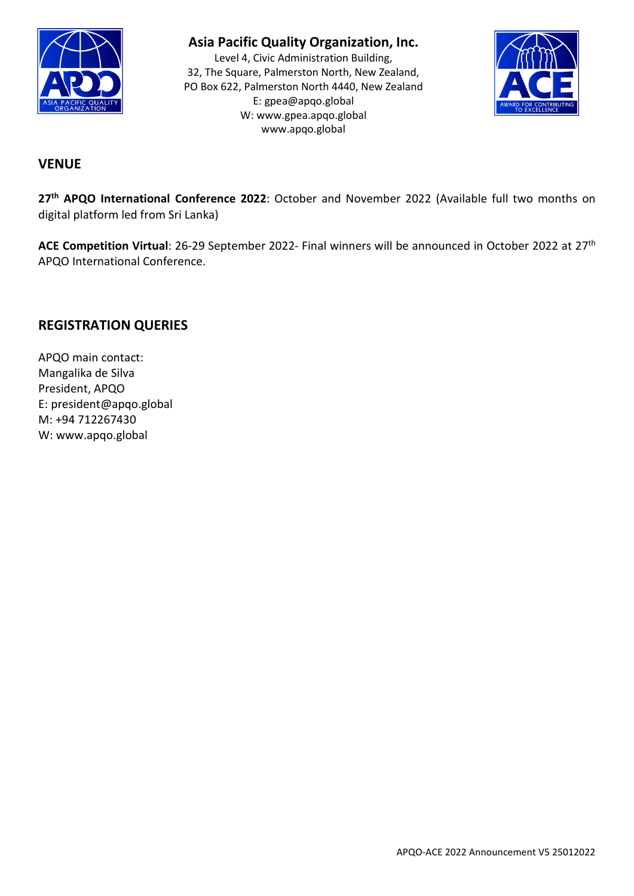**Asia Pacific Quality Organization, Inc.**
Level 4, Civic Administration Building,
32, The Square, Palmerston North, New Zealand,
PO Box 622, Palmerston North 4440, New Zealand
E: gpea@apqo.global
W: www.gpea.apqo.global
www.apqo.global

## VENUE

**27th APQO International Conference 2022**: October and November 2022 (Available full two months on digital platform led from Sri Lanka)

**ACE Competition Virtual**: 26-29 September 2022- Final winners will be announced in October 2022 at 27th APQO International Conference.

## REGISTRATION QUERIES

APQO main contact:
Mangalika de Silva
President, APQO
E: president@apqo.global
M: +94 712267430
W: www.apqo.global